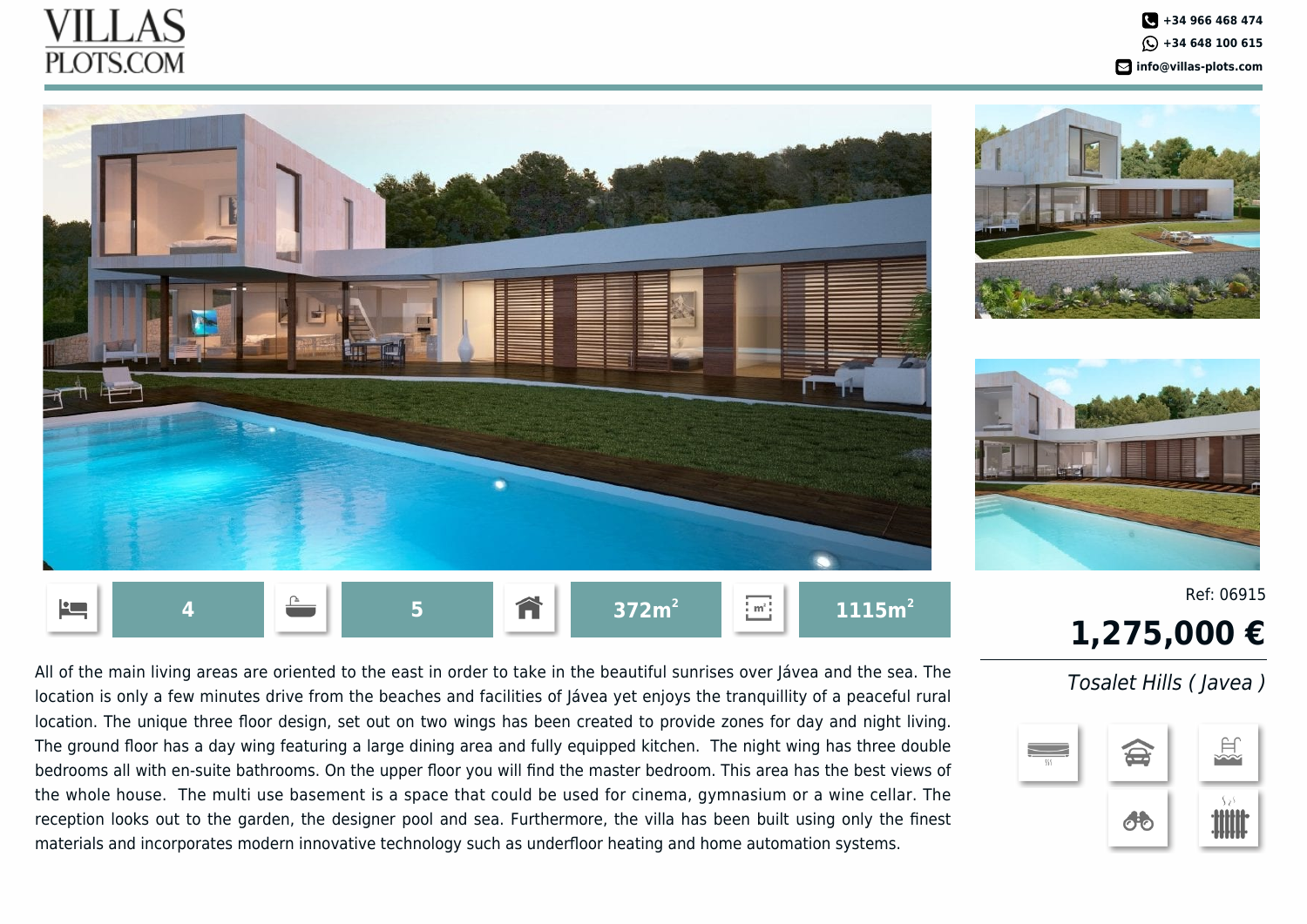VILLAS
PLOTS.COM

+34 966 468 474
+34 648 100 615
info@villas-plots.com

| Bedrooms | Bathrooms | Built | Plot |
|---|---|---|---|
| 4 | 5 | 372m² | 1115m² |

Ref: 06915

**1,275,000 €**

*Tosalet Hills ( Javea )*

All of the main living areas are oriented to the east in order to take in the beautiful sunrises over Jávea and the sea. The location is only a few minutes drive from the beaches and facilities of Jávea yet enjoys the tranquillity of a peaceful rural location. The unique three floor design, set out on two wings has been created to provide zones for day and night living. The ground floor has a day wing featuring a large dining area and fully equipped kitchen. The night wing has three double bedrooms all with en-suite bathrooms. On the upper floor you will find the master bedroom. This area has the best views of the whole house. The multi use basement is a space that could be used for cinema, gymnasium or a wine cellar. The reception looks out to the garden, the designer pool and sea. Furthermore, the villa has been built using only the finest materials and incorporates modern innovative technology such as underfloor heating and home automation systems.